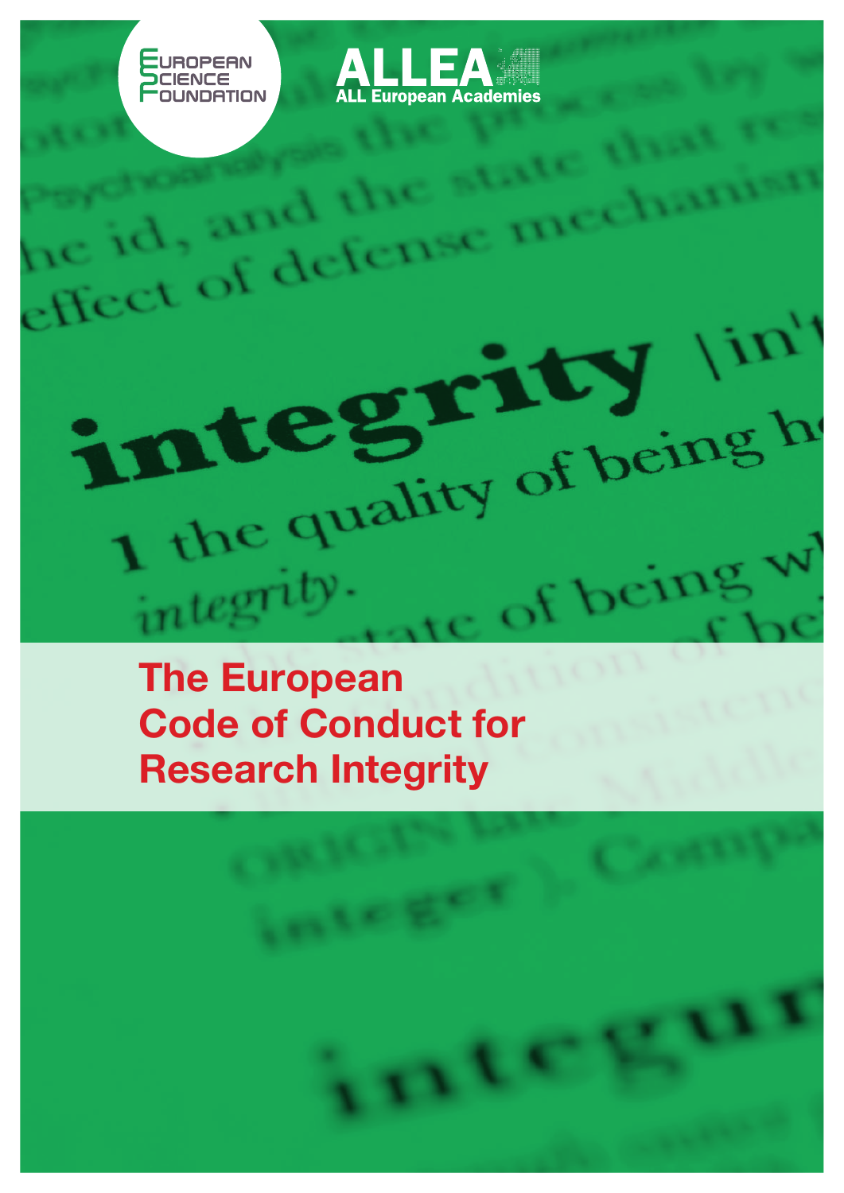European Science Foundation

ALLEA
ALL European Academies

# The European Code of Conduct for Research Integrity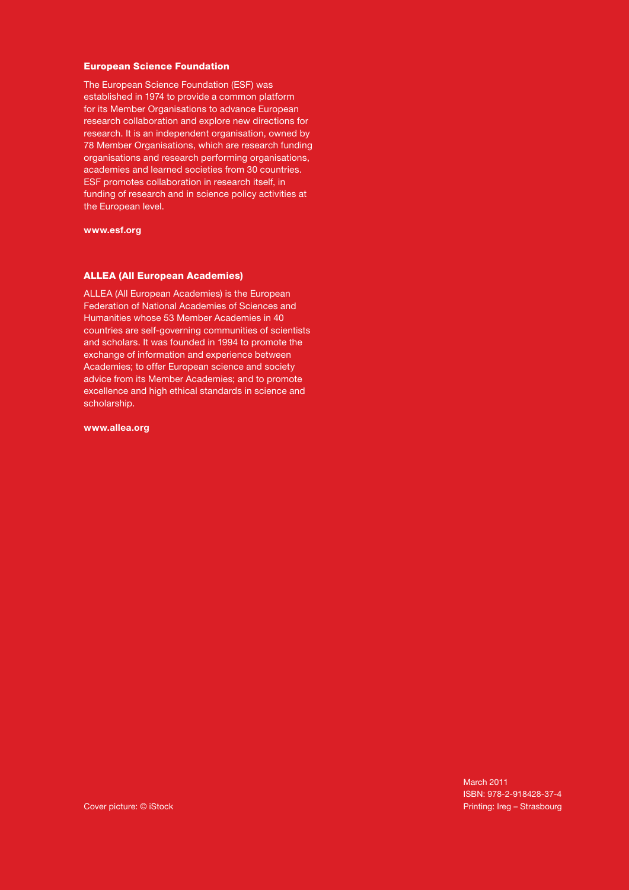## European Science Foundation

The European Science Foundation (ESF) was established in 1974 to provide a common platform for its Member Organisations to advance European research collaboration and explore new directions for research. It is an independent organisation, owned by 78 Member Organisations, which are research funding organisations and research performing organisations, academies and learned societies from 30 countries. ESF promotes collaboration in research itself, in funding of research and in science policy activities at the European level.

**www.esf.org**

## ALLEA (All European Academies)

ALLEA (All European Academies) is the European Federation of National Academies of Sciences and Humanities whose 53 Member Academies in 40 countries are self-governing communities of scientists and scholars. It was founded in 1994 to promote the exchange of information and experience between Academies; to offer European science and society advice from its Member Academies; and to promote excellence and high ethical standards in science and scholarship.

**www.allea.org**

Cover picture: © iStock

March 2011
ISBN: 978-2-918428-37-4
Printing: Ireg – Strasbourg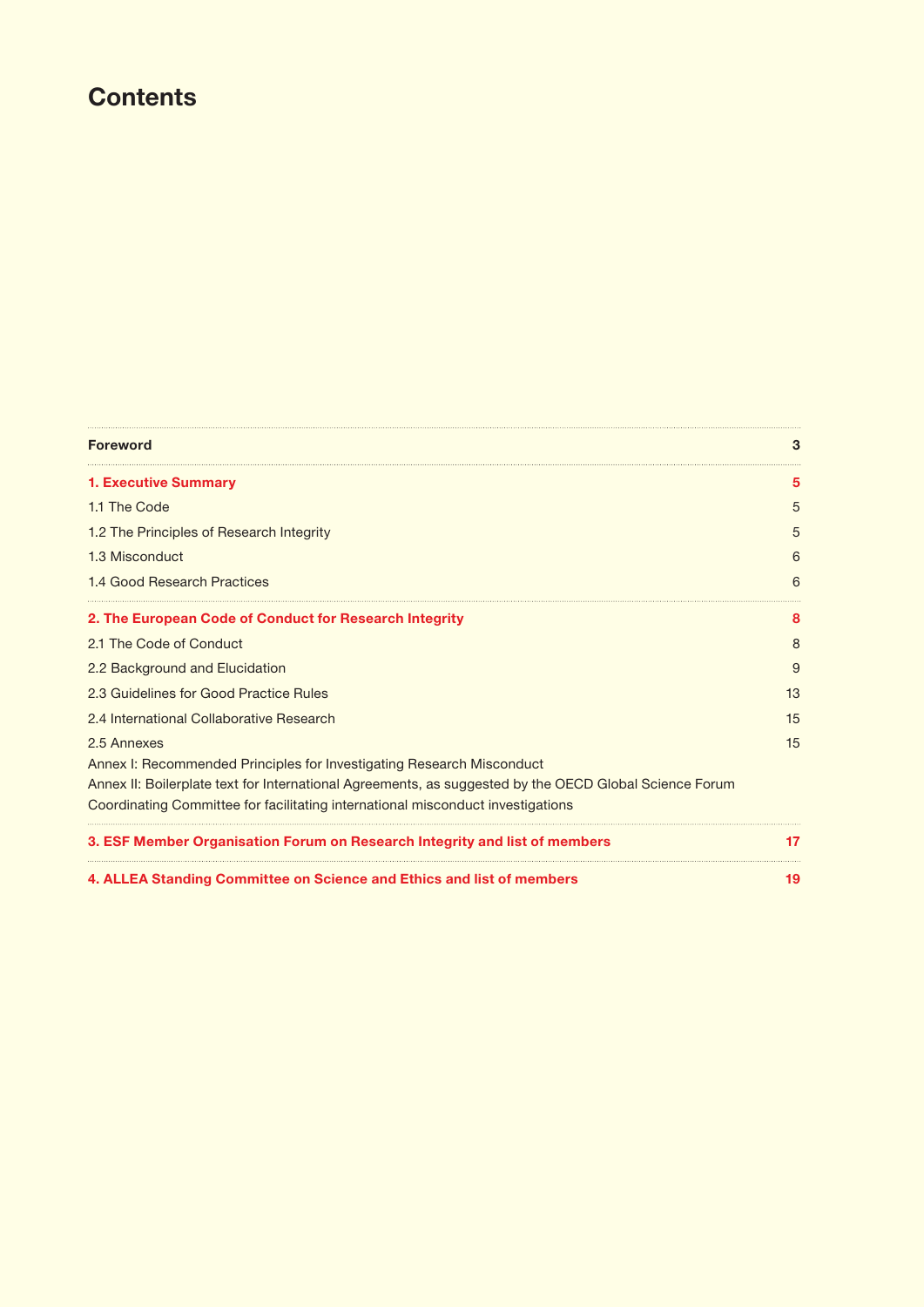# Contents

| | |
|---|---|
| **Foreword** | **3** |
| **1. Executive Summary** | **5** |
| 1.1 The Code | 5 |
| 1.2 The Principles of Research Integrity | 5 |
| 1.3 Misconduct | 6 |
| 1.4 Good Research Practices | 6 |
| **2. The European Code of Conduct for Research Integrity** | **8** |
| 2.1 The Code of Conduct | 8 |
| 2.2 Background and Elucidation | 9 |
| 2.3 Guidelines for Good Practice Rules | 13 |
| 2.4 International Collaborative Research | 15 |
| 2.5 Annexes | 15 |
| Annex I: Recommended Principles for Investigating Research Misconduct | |
| Annex II: Boilerplate text for International Agreements, as suggested by the OECD Global Science Forum Coordinating Committee for facilitating international misconduct investigations | |
| **3. ESF Member Organisation Forum on Research Integrity and list of members** | **17** |
| **4. ALLEA Standing Committee on Science and Ethics and list of members** | **19** |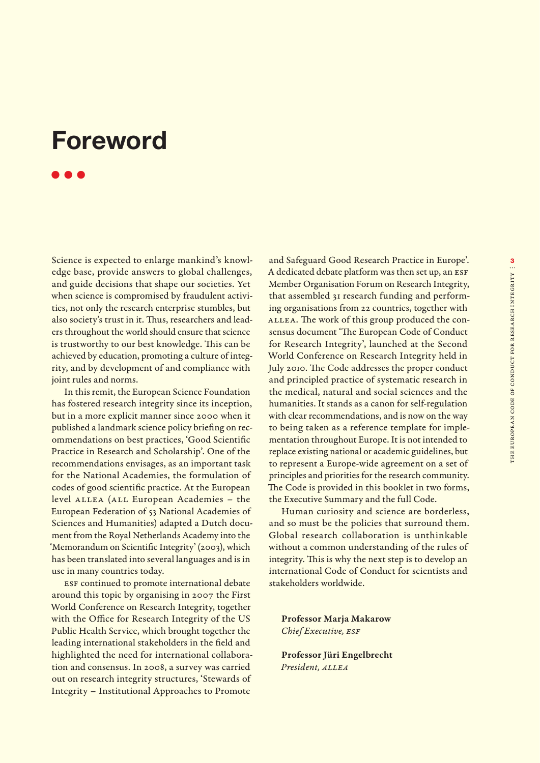# Foreword

Science is expected to enlarge mankind's knowledge base, provide answers to global challenges, and guide decisions that shape our societies. Yet when science is compromised by fraudulent activities, not only the research enterprise stumbles, but also society's trust in it. Thus, researchers and leaders throughout the world should ensure that science is trustworthy to our best knowledge. This can be achieved by education, promoting a culture of integrity, and by development of and compliance with joint rules and norms.

In this remit, the European Science Foundation has fostered research integrity since its inception, but in a more explicit manner since 2000 when it published a landmark science policy briefing on recommendations on best practices, 'Good Scientific Practice in Research and Scholarship'. One of the recommendations envisages, as an important task for the National Academies, the formulation of codes of good scientific practice. At the European level ALLEA (ALL European Academies – the European Federation of 53 National Academies of Sciences and Humanities) adapted a Dutch document from the Royal Netherlands Academy into the 'Memorandum on Scientific Integrity' (2003), which has been translated into several languages and is in use in many countries today.

ESF continued to promote international debate around this topic by organising in 2007 the First World Conference on Research Integrity, together with the Office for Research Integrity of the US Public Health Service, which brought together the leading international stakeholders in the field and highlighted the need for international collaboration and consensus. In 2008, a survey was carried out on research integrity structures, 'Stewards of Integrity – Institutional Approaches to Promote and Safeguard Good Research Practice in Europe'. A dedicated debate platform was then set up, an ESF Member Organisation Forum on Research Integrity, that assembled 31 research funding and performing organisations from 22 countries, together with ALLEA. The work of this group produced the consensus document 'The European Code of Conduct for Research Integrity', launched at the Second World Conference on Research Integrity held in July 2010. The Code addresses the proper conduct and principled practice of systematic research in the medical, natural and social sciences and the humanities. It stands as a canon for self-regulation with clear recommendations, and is now on the way to being taken as a reference template for implementation throughout Europe. It is not intended to replace existing national or academic guidelines, but to represent a Europe-wide agreement on a set of principles and priorities for the research community. The Code is provided in this booklet in two forms, the Executive Summary and the full Code.

Human curiosity and science are borderless, and so must be the policies that surround them. Global research collaboration is unthinkable without a common understanding of the rules of integrity. This is why the next step is to develop an international Code of Conduct for scientists and stakeholders worldwide.

**Professor Marja Makarow**
*Chief Executive, ESF*

**Professor Jüri Engelbrecht**
*President, ALLEA*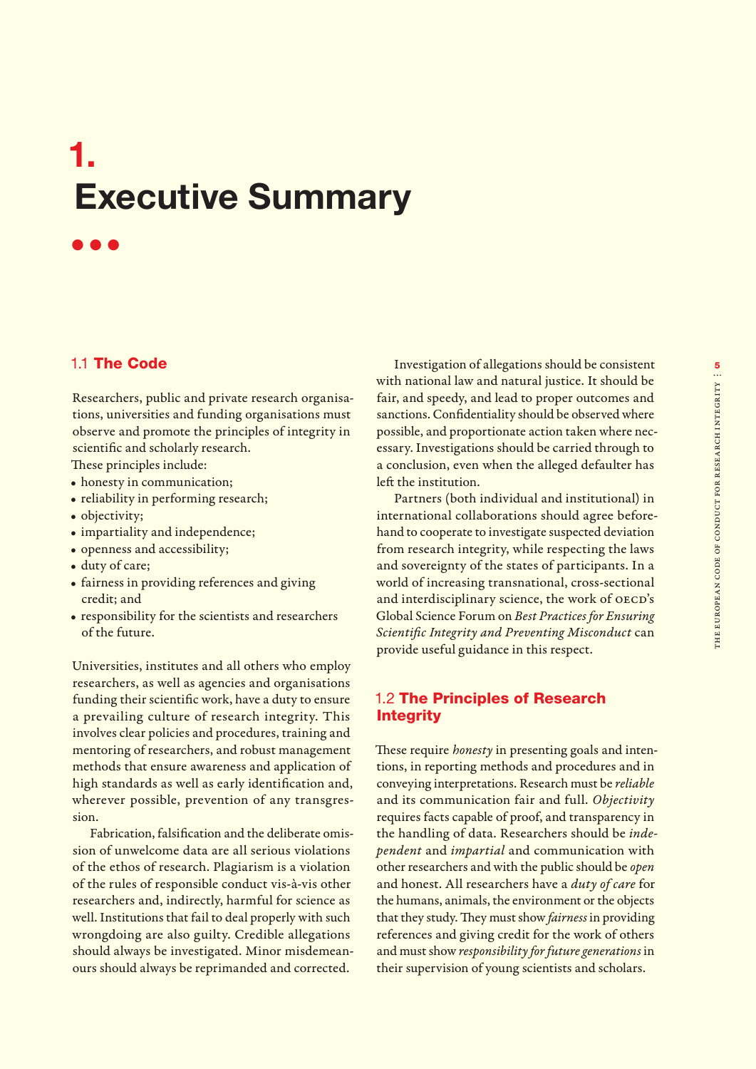# 1. Executive Summary

## 1.1 The Code

Researchers, public and private research organisations, universities and funding organisations must observe and promote the principles of integrity in scientific and scholarly research.

These principles include:

- honesty in communication;
- reliability in performing research;
- objectivity;
- impartiality and independence;
- openness and accessibility;
- duty of care;
- fairness in providing references and giving credit; and
- responsibility for the scientists and researchers of the future.

Universities, institutes and all others who employ researchers, as well as agencies and organisations funding their scientific work, have a duty to ensure a prevailing culture of research integrity. This involves clear policies and procedures, training and mentoring of researchers, and robust management methods that ensure awareness and application of high standards as well as early identification and, wherever possible, prevention of any transgression.

Fabrication, falsification and the deliberate omission of unwelcome data are all serious violations of the ethos of research. Plagiarism is a violation of the rules of responsible conduct vis-à-vis other researchers and, indirectly, harmful for science as well. Institutions that fail to deal properly with such wrongdoing are also guilty. Credible allegations should always be investigated. Minor misdemeanours should always be reprimanded and corrected.

Investigation of allegations should be consistent with national law and natural justice. It should be fair, and speedy, and lead to proper outcomes and sanctions. Confidentiality should be observed where possible, and proportionate action taken where necessary. Investigations should be carried through to a conclusion, even when the alleged defaulter has left the institution.

Partners (both individual and institutional) in international collaborations should agree beforehand to cooperate to investigate suspected deviation from research integrity, while respecting the laws and sovereignty of the states of participants. In a world of increasing transnational, cross-sectional and interdisciplinary science, the work of OECD's Global Science Forum on *Best Practices for Ensuring Scientific Integrity and Preventing Misconduct* can provide useful guidance in this respect.

## 1.2 The Principles of Research Integrity

These require *honesty* in presenting goals and intentions, in reporting methods and procedures and in conveying interpretations. Research must be *reliable* and its communication fair and full. *Objectivity* requires facts capable of proof, and transparency in the handling of data. Researchers should be *independent* and *impartial* and communication with other researchers and with the public should be *open* and honest. All researchers have a *duty of care* for the humans, animals, the environment or the objects that they study. They must show *fairness* in providing references and giving credit for the work of others and must show *responsibility for future generations* in their supervision of young scientists and scholars.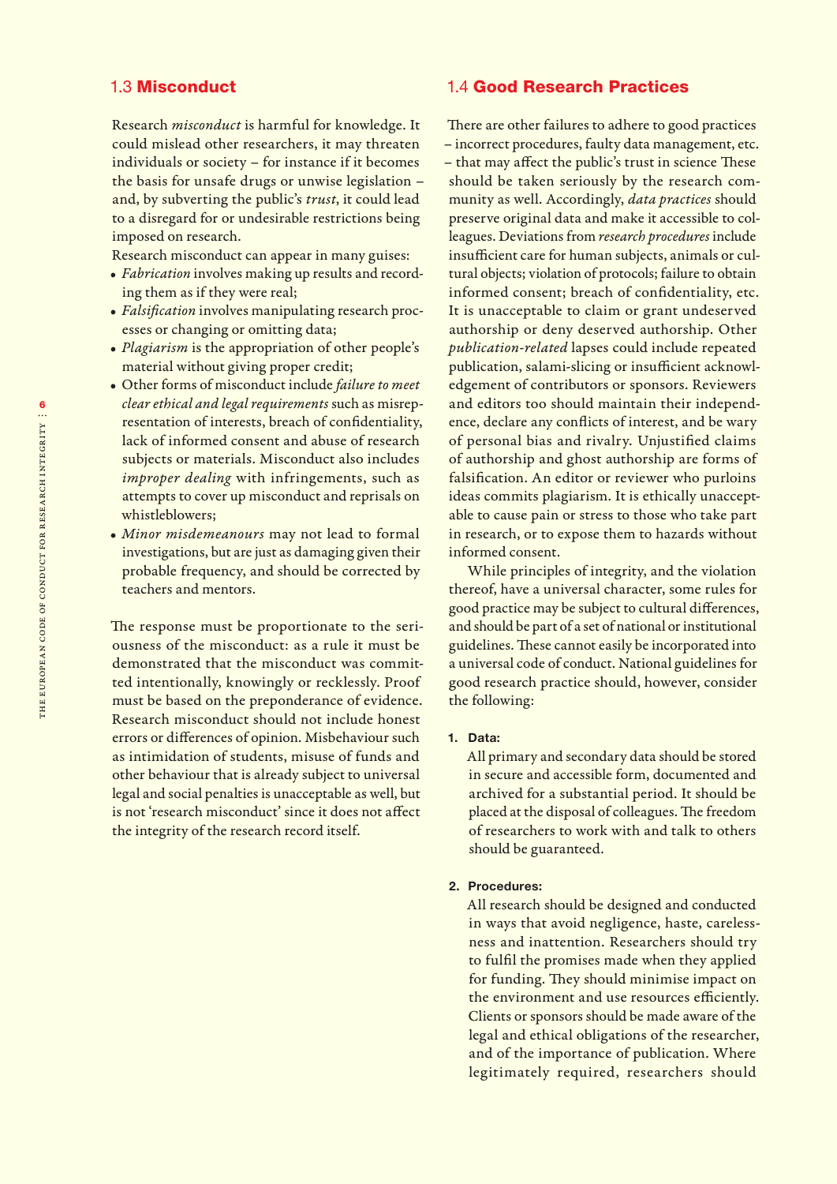## 1.3 **Misconduct**

Research *misconduct* is harmful for knowledge. It could mislead other researchers, it may threaten individuals or society – for instance if it becomes the basis for unsafe drugs or unwise legislation – and, by subverting the public's *trust*, it could lead to a disregard for or undesirable restrictions being imposed on research.

Research misconduct can appear in many guises:

- *Fabrication* involves making up results and recording them as if they were real;
- *Falsification* involves manipulating research processes or changing or omitting data;
- *Plagiarism* is the appropriation of other people's material without giving proper credit;
- Other forms of misconduct include *failure to meet clear ethical and legal requirements* such as misrepresentation of interests, breach of confidentiality, lack of informed consent and abuse of research subjects or materials. Misconduct also includes *improper dealing* with infringements, such as attempts to cover up misconduct and reprisals on whistleblowers;
- *Minor misdemeanours* may not lead to formal investigations, but are just as damaging given their probable frequency, and should be corrected by teachers and mentors.

The response must be proportionate to the seriousness of the misconduct: as a rule it must be demonstrated that the misconduct was committed intentionally, knowingly or recklessly. Proof must be based on the preponderance of evidence. Research misconduct should not include honest errors or differences of opinion. Misbehaviour such as intimidation of students, misuse of funds and other behaviour that is already subject to universal legal and social penalties is unacceptable as well, but is not 'research misconduct' since it does not affect the integrity of the research record itself.

## 1.4 **Good Research Practices**

There are other failures to adhere to good practices – incorrect procedures, faulty data management, etc. – that may affect the public's trust in science These should be taken seriously by the research community as well. Accordingly, *data practices* should preserve original data and make it accessible to colleagues. Deviations from *research procedures* include insufficient care for human subjects, animals or cultural objects; violation of protocols; failure to obtain informed consent; breach of confidentiality, etc. It is unacceptable to claim or grant undeserved authorship or deny deserved authorship. Other *publication-related* lapses could include repeated publication, salami-slicing or insufficient acknowledgement of contributors or sponsors. Reviewers and editors too should maintain their independence, declare any conflicts of interest, and be wary of personal bias and rivalry. Unjustified claims of authorship and ghost authorship are forms of falsification. An editor or reviewer who purloins ideas commits plagiarism. It is ethically unacceptable to cause pain or stress to those who take part in research, or to expose them to hazards without informed consent.

While principles of integrity, and the violation thereof, have a universal character, some rules for good practice may be subject to cultural differences, and should be part of a set of national or institutional guidelines. These cannot easily be incorporated into a universal code of conduct. National guidelines for good research practice should, however, consider the following:

1. **Data:**
   All primary and secondary data should be stored in secure and accessible form, documented and archived for a substantial period. It should be placed at the disposal of colleagues. The freedom of researchers to work with and talk to others should be guaranteed.

2. **Procedures:**
   All research should be designed and conducted in ways that avoid negligence, haste, carelessness and inattention. Researchers should try to fulfil the promises made when they applied for funding. They should minimise impact on the environment and use resources efficiently. Clients or sponsors should be made aware of the legal and ethical obligations of the researcher, and of the importance of publication. Where legitimately required, researchers should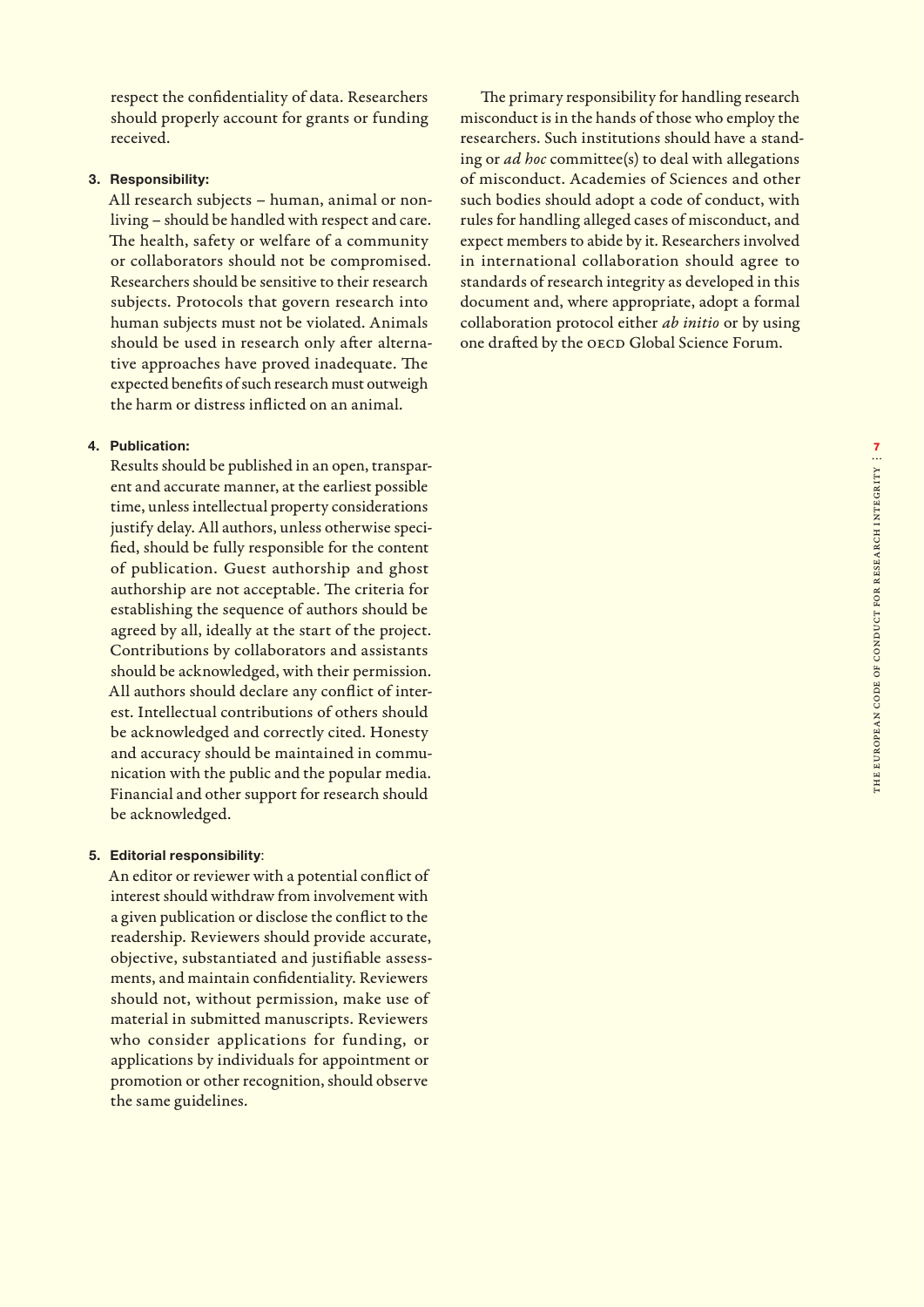respect the confidentiality of data. Researchers should properly account for grants or funding received.

3. **Responsibility:**
   All research subjects – human, animal or non-living – should be handled with respect and care. The health, safety or welfare of a community or collaborators should not be compromised. Researchers should be sensitive to their research subjects. Protocols that govern research into human subjects must not be violated. Animals should be used in research only after alternative approaches have proved inadequate. The expected benefits of such research must outweigh the harm or distress inflicted on an animal.

4. **Publication:**
   Results should be published in an open, transparent and accurate manner, at the earliest possible time, unless intellectual property considerations justify delay. All authors, unless otherwise specified, should be fully responsible for the content of publication. Guest authorship and ghost authorship are not acceptable. The criteria for establishing the sequence of authors should be agreed by all, ideally at the start of the project. Contributions by collaborators and assistants should be acknowledged, with their permission. All authors should declare any conflict of interest. Intellectual contributions of others should be acknowledged and correctly cited. Honesty and accuracy should be maintained in communication with the public and the popular media. Financial and other support for research should be acknowledged.

5. **Editorial responsibility**:
   An editor or reviewer with a potential conflict of interest should withdraw from involvement with a given publication or disclose the conflict to the readership. Reviewers should provide accurate, objective, substantiated and justifiable assessments, and maintain confidentiality. Reviewers should not, without permission, make use of material in submitted manuscripts. Reviewers who consider applications for funding, or applications by individuals for appointment or promotion or other recognition, should observe the same guidelines.

The primary responsibility for handling research misconduct is in the hands of those who employ the researchers. Such institutions should have a standing or *ad hoc* committee(s) to deal with allegations of misconduct. Academies of Sciences and other such bodies should adopt a code of conduct, with rules for handling alleged cases of misconduct, and expect members to abide by it. Researchers involved in international collaboration should agree to standards of research integrity as developed in this document and, where appropriate, adopt a formal collaboration protocol either *ab initio* or by using one drafted by the OECD Global Science Forum.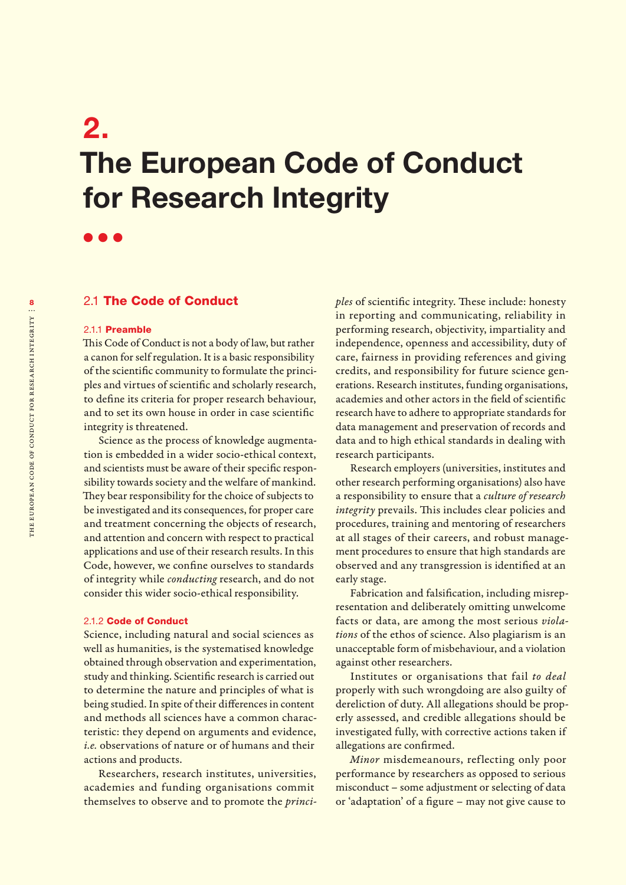# 2. The European Code of Conduct for Research Integrity

## 2.1 The Code of Conduct

### 2.1.1 Preamble

This Code of Conduct is not a body of law, but rather a canon for self regulation. It is a basic responsibility of the scientific community to formulate the principles and virtues of scientific and scholarly research, to define its criteria for proper research behaviour, and to set its own house in order in case scientific integrity is threatened.

Science as the process of knowledge augmentation is embedded in a wider socio-ethical context, and scientists must be aware of their specific responsibility towards society and the welfare of mankind. They bear responsibility for the choice of subjects to be investigated and its consequences, for proper care and treatment concerning the objects of research, and attention and concern with respect to practical applications and use of their research results. In this Code, however, we confine ourselves to standards of integrity while *conducting* research, and do not consider this wider socio-ethical responsibility.

### 2.1.2 Code of Conduct

Science, including natural and social sciences as well as humanities, is the systematised knowledge obtained through observation and experimentation, study and thinking. Scientific research is carried out to determine the nature and principles of what is being studied. In spite of their differences in content and methods all sciences have a common characteristic: they depend on arguments and evidence, *i.e.* observations of nature or of humans and their actions and products.

Researchers, research institutes, universities, academies and funding organisations commit themselves to observe and to promote the *principles* of scientific integrity. These include: honesty in reporting and communicating, reliability in performing research, objectivity, impartiality and independence, openness and accessibility, duty of care, fairness in providing references and giving credits, and responsibility for future science generations. Research institutes, funding organisations, academies and other actors in the field of scientific research have to adhere to appropriate standards for data management and preservation of records and data and to high ethical standards in dealing with research participants.

Research employers (universities, institutes and other research performing organisations) also have a responsibility to ensure that a *culture of research integrity* prevails. This includes clear policies and procedures, training and mentoring of researchers at all stages of their careers, and robust management procedures to ensure that high standards are observed and any transgression is identified at an early stage.

Fabrication and falsification, including misrepresentation and deliberately omitting unwelcome facts or data, are among the most serious *violations* of the ethos of science. Also plagiarism is an unacceptable form of misbehaviour, and a violation against other researchers.

Institutes or organisations that fail *to deal* properly with such wrongdoing are also guilty of dereliction of duty. All allegations should be properly assessed, and credible allegations should be investigated fully, with corrective actions taken if allegations are confirmed.

*Minor* misdemeanours, reflecting only poor performance by researchers as opposed to serious misconduct – some adjustment or selecting of data or 'adaptation' of a figure – may not give cause to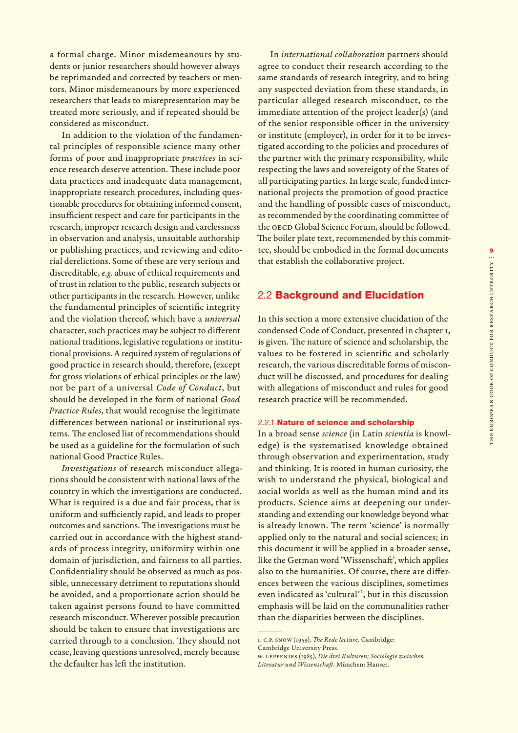a formal charge. Minor misdemeanours by students or junior researchers should however always be reprimanded and corrected by teachers or mentors. Minor misdemeanours by more experienced researchers that leads to misrepresentation may be treated more seriously, and if repeated should be considered as misconduct.

In addition to the violation of the fundamental principles of responsible science many other forms of poor and inappropriate *practices* in science research deserve attention. These include poor data practices and inadequate data management, inappropriate research procedures, including questionable procedures for obtaining informed consent, insufficient respect and care for participants in the research, improper research design and carelessness in observation and analysis, unsuitable authorship or publishing practices, and reviewing and editorial derelictions. Some of these are very serious and discreditable, *e.g.* abuse of ethical requirements and of trust in relation to the public, research subjects or other participants in the research. However, unlike the fundamental principles of scientific integrity and the violation thereof, which have a *universal* character, such practices may be subject to different national traditions, legislative regulations or institutional provisions. A required system of regulations of good practice in research should, therefore, (except for gross violations of ethical principles or the law) not be part of a universal *Code of Conduct*, but should be developed in the form of national *Good Practice Rules*, that would recognise the legitimate differences between national or institutional systems. The enclosed list of recommendations should be used as a guideline for the formulation of such national Good Practice Rules.

*Investigations* of research misconduct allegations should be consistent with national laws of the country in which the investigations are conducted. What is required is a due and fair process, that is uniform and sufficiently rapid, and leads to proper outcomes and sanctions. The investigations must be carried out in accordance with the highest standards of process integrity, uniformity within one domain of jurisdiction, and fairness to all parties. Confidentiality should be observed as much as possible, unnecessary detriment to reputations should be avoided, and a proportionate action should be taken against persons found to have committed research misconduct. Wherever possible precaution should be taken to ensure that investigations are carried through to a conclusion. They should not cease, leaving questions unresolved, merely because the defaulter has left the institution.

In *international collaboration* partners should agree to conduct their research according to the same standards of research integrity, and to bring any suspected deviation from these standards, in particular alleged research misconduct, to the immediate attention of the project leader(s) (and of the senior responsible officer in the university or institute (employer), in order for it to be investigated according to the policies and procedures of the partner with the primary responsibility, while respecting the laws and sovereignty of the States of all participating parties. In large scale, funded international projects the promotion of good practice and the handling of possible cases of misconduct, as recommended by the coordinating committee of the OECD Global Science Forum, should be followed. The boiler plate text, recommended by this committee, should be embodied in the formal documents that establish the collaborative project.

## 2.2 Background and Elucidation

In this section a more extensive elucidation of the condensed Code of Conduct, presented in chapter 1, is given. The nature of science and scholarship, the values to be fostered in scientific and scholarly research, the various discreditable forms of misconduct will be discussed, and procedures for dealing with allegations of misconduct and rules for good research practice will be recommended.

### 2.2.1 Nature of science and scholarship

In a broad sense *science* (in Latin *scientia* is knowledge) is the systematised knowledge obtained through observation and experimentation, study and thinking. It is rooted in human curiosity, the wish to understand the physical, biological and social worlds as well as the human mind and its products. Science aims at deepening our understanding and extending our knowledge beyond what is already known. The term 'science' is normally applied only to the natural and social sciences; in this document it will be applied in a broader sense, like the German word 'Wissenschaft', which applies also to the humanities. Of course, there are differences between the various disciplines, sometimes even indicated as 'cultural'[1], but in this discussion emphasis will be laid on the communalities rather than the disparities between the disciplines.

---

1. C.P. SNOW (1959), *The Rede lecture.* Cambridge: Cambridge University Press.
W. LEPPENIES (1985), *Die drei Kulturen; Sociologie zwischen Literatur und Wissenschaft.* München: Hanser.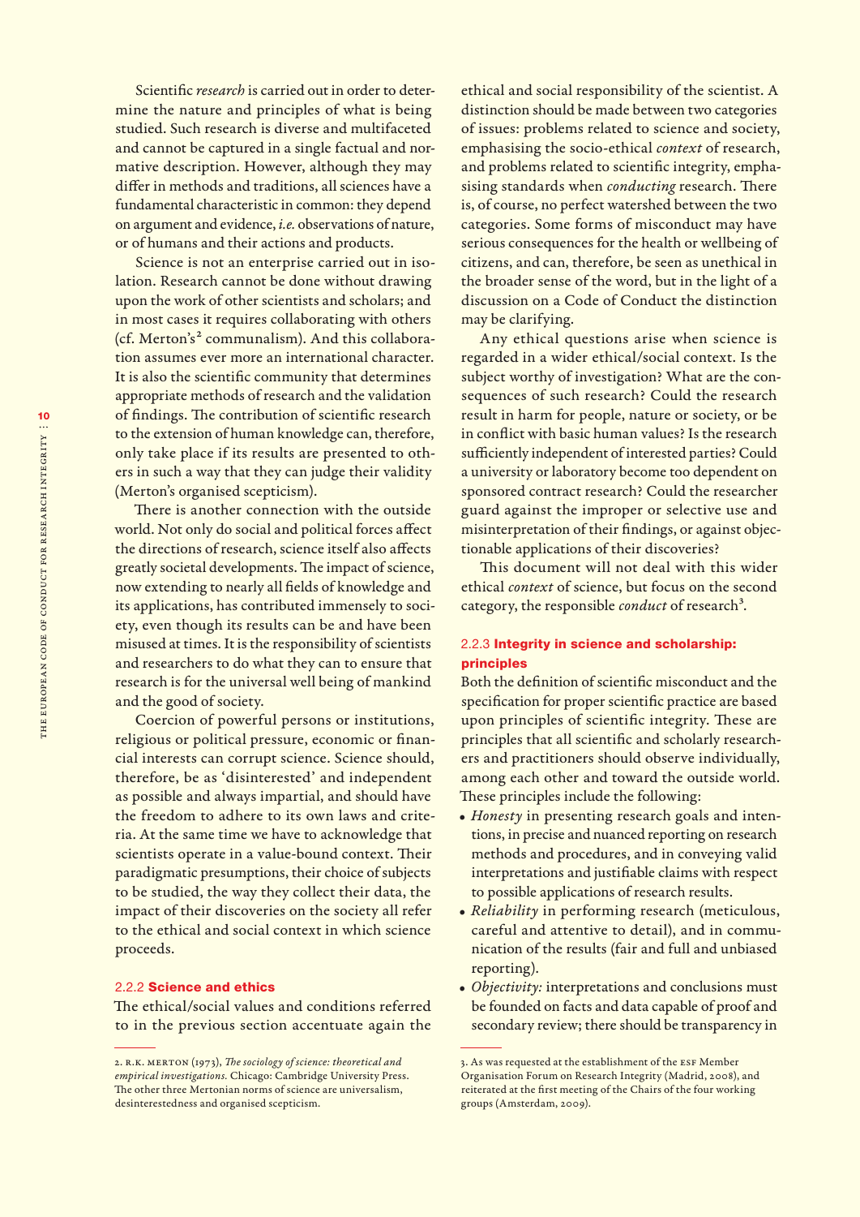Scientific *research* is carried out in order to determine the nature and principles of what is being studied. Such research is diverse and multifaceted and cannot be captured in a single factual and normative description. However, although they may differ in methods and traditions, all sciences have a fundamental characteristic in common: they depend on argument and evidence, *i.e.* observations of nature, or of humans and their actions and products.

Science is not an enterprise carried out in isolation. Research cannot be done without drawing upon the work of other scientists and scholars; and in most cases it requires collaborating with others (cf. Merton's[2] communalism). And this collaboration assumes ever more an international character. It is also the scientific community that determines appropriate methods of research and the validation of findings. The contribution of scientific research to the extension of human knowledge can, therefore, only take place if its results are presented to others in such a way that they can judge their validity (Merton's organised scepticism).

There is another connection with the outside world. Not only do social and political forces affect the directions of research, science itself also affects greatly societal developments. The impact of science, now extending to nearly all fields of knowledge and its applications, has contributed immensely to society, even though its results can be and have been misused at times. It is the responsibility of scientists and researchers to do what they can to ensure that research is for the universal well being of mankind and the good of society.

Coercion of powerful persons or institutions, religious or political pressure, economic or financial interests can corrupt science. Science should, therefore, be as 'disinterested' and independent as possible and always impartial, and should have the freedom to adhere to its own laws and criteria. At the same time we have to acknowledge that scientists operate in a value-bound context. Their paradigmatic presumptions, their choice of subjects to be studied, the way they collect their data, the impact of their discoveries on the society all refer to the ethical and social context in which science proceeds.

### 2.2.2 Science and ethics

The ethical/social values and conditions referred to in the previous section accentuate again the ethical and social responsibility of the scientist. A distinction should be made between two categories of issues: problems related to science and society, emphasising the socio-ethical *context* of research, and problems related to scientific integrity, emphasising standards when *conducting* research. There is, of course, no perfect watershed between the two categories. Some forms of misconduct may have serious consequences for the health or wellbeing of citizens, and can, therefore, be seen as unethical in the broader sense of the word, but in the light of a discussion on a Code of Conduct the distinction may be clarifying.

Any ethical questions arise when science is regarded in a wider ethical/social context. Is the subject worthy of investigation? What are the consequences of such research? Could the research result in harm for people, nature or society, or be in conflict with basic human values? Is the research sufficiently independent of interested parties? Could a university or laboratory become too dependent on sponsored contract research? Could the researcher guard against the improper or selective use and misinterpretation of their findings, or against objectionable applications of their discoveries?

This document will not deal with this wider ethical *context* of science, but focus on the second category, the responsible *conduct* of research[3].

### 2.2.3 Integrity in science and scholarship: principles

Both the definition of scientific misconduct and the specification for proper scientific practice are based upon principles of scientific integrity. These are principles that all scientific and scholarly researchers and practitioners should observe individually, among each other and toward the outside world. These principles include the following:

- *Honesty* in presenting research goals and intentions, in precise and nuanced reporting on research methods and procedures, and in conveying valid interpretations and justifiable claims with respect to possible applications of research results.
- *Reliability* in performing research (meticulous, careful and attentive to detail), and in communication of the results (fair and full and unbiased reporting).
- *Objectivity:* interpretations and conclusions must be founded on facts and data capable of proof and secondary review; there should be transparency in

---

2. R.K. Merton (1973), *The sociology of science: theoretical and empirical investigations.* Chicago: Cambridge University Press. The other three Mertonian norms of science are universalism, desinterestedness and organised scepticism.

3. As was requested at the establishment of the ESF Member Organisation Forum on Research Integrity (Madrid, 2008), and reiterated at the first meeting of the Chairs of the four working groups (Amsterdam, 2009).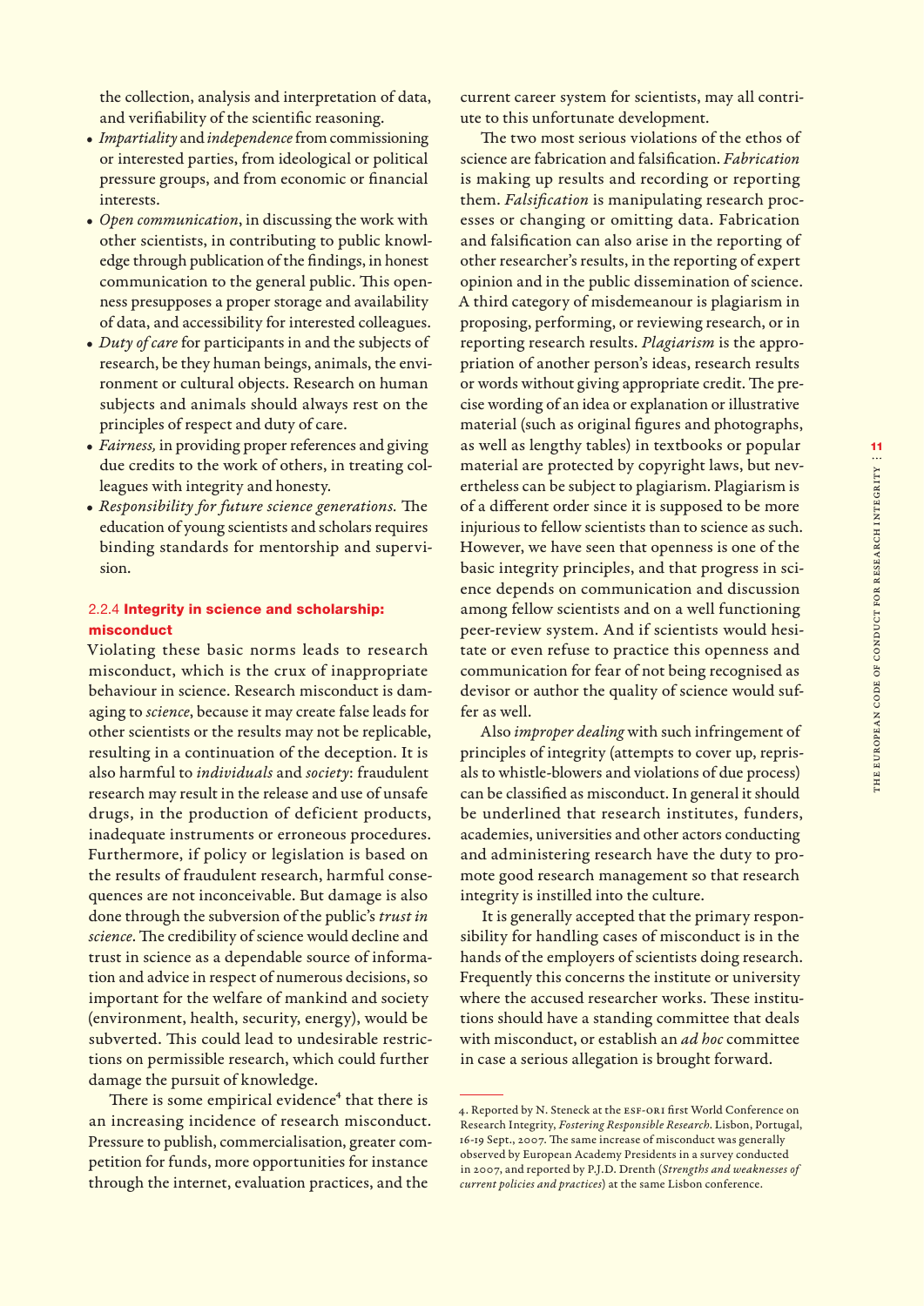the collection, analysis and interpretation of data, and verifiability of the scientific reasoning.

- *Impartiality* and *independence* from commissioning or interested parties, from ideological or political pressure groups, and from economic or financial interests.
- *Open communication*, in discussing the work with other scientists, in contributing to public knowledge through publication of the findings, in honest communication to the general public. This openness presupposes a proper storage and availability of data, and accessibility for interested colleagues.
- *Duty of care* for participants in and the subjects of research, be they human beings, animals, the environment or cultural objects. Research on human subjects and animals should always rest on the principles of respect and duty of care.
- *Fairness,* in providing proper references and giving due credits to the work of others, in treating colleagues with integrity and honesty.
- *Responsibility for future science generations.* The education of young scientists and scholars requires binding standards for mentorship and supervision.

### 2.2.4 **Integrity in science and scholarship: misconduct**

Violating these basic norms leads to research misconduct, which is the crux of inappropriate behaviour in science. Research misconduct is damaging to *science*, because it may create false leads for other scientists or the results may not be replicable, resulting in a continuation of the deception. It is also harmful to *individuals* and *society*: fraudulent research may result in the release and use of unsafe drugs, in the production of deficient products, inadequate instruments or erroneous procedures. Furthermore, if policy or legislation is based on the results of fraudulent research, harmful consequences are not inconceivable. But damage is also done through the subversion of the public's *trust in science*. The credibility of science would decline and trust in science as a dependable source of information and advice in respect of numerous decisions, so important for the welfare of mankind and society (environment, health, security, energy), would be subverted. This could lead to undesirable restrictions on permissible research, which could further damage the pursuit of knowledge.

There is some empirical evidence[4] that there is an increasing incidence of research misconduct. Pressure to publish, commercialisation, greater competition for funds, more opportunities for instance through the internet, evaluation practices, and the current career system for scientists, may all contribute to this unfortunate development.

The two most serious violations of the ethos of science are fabrication and falsification. *Fabrication* is making up results and recording or reporting them. *Falsification* is manipulating research processes or changing or omitting data. Fabrication and falsification can also arise in the reporting of other researcher's results, in the reporting of expert opinion and in the public dissemination of science. A third category of misdemeanour is plagiarism in proposing, performing, or reviewing research, or in reporting research results. *Plagiarism* is the appropriation of another person's ideas, research results or words without giving appropriate credit. The precise wording of an idea or explanation or illustrative material (such as original figures and photographs, as well as lengthy tables) in textbooks or popular material are protected by copyright laws, but nevertheless can be subject to plagiarism. Plagiarism is of a different order since it is supposed to be more injurious to fellow scientists than to science as such. However, we have seen that openness is one of the basic integrity principles, and that progress in science depends on communication and discussion among fellow scientists and on a well functioning peer-review system. And if scientists would hesitate or even refuse to practice this openness and communication for fear of not being recognised as devisor or author the quality of science would suffer as well.

Also *improper dealing* with such infringement of principles of integrity (attempts to cover up, reprisals to whistle-blowers and violations of due process) can be classified as misconduct. In general it should be underlined that research institutes, funders, academies, universities and other actors conducting and administering research have the duty to promote good research management so that research integrity is instilled into the culture.

It is generally accepted that the primary responsibility for handling cases of misconduct is in the hands of the employers of scientists doing research. Frequently this concerns the institute or university where the accused researcher works. These institutions should have a standing committee that deals with misconduct, or establish an *ad hoc* committee in case a serious allegation is brought forward.

---

4. Reported by N. Steneck at the ESF-ORI first World Conference on Research Integrity, *Fostering Responsible Research*. Lisbon, Portugal, 16-19 Sept., 2007. The same increase of misconduct was generally observed by European Academy Presidents in a survey conducted in 2007, and reported by P.J.D. Drenth (*Strengths and weaknesses of current policies and practices*) at the same Lisbon conference.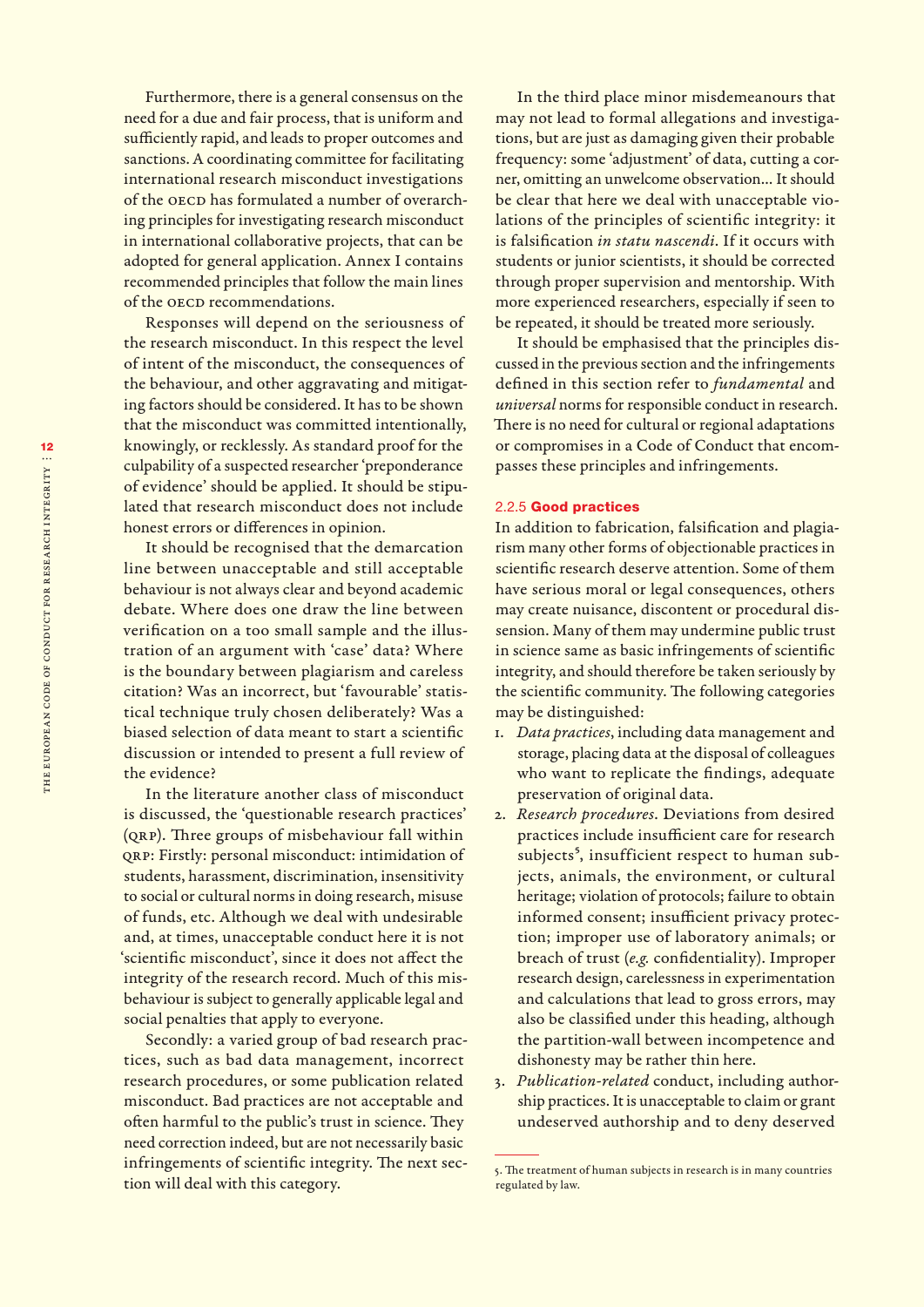Furthermore, there is a general consensus on the need for a due and fair process, that is uniform and sufficiently rapid, and leads to proper outcomes and sanctions. A coordinating committee for facilitating international research misconduct investigations of the OECD has formulated a number of overarching principles for investigating research misconduct in international collaborative projects, that can be adopted for general application. Annex I contains recommended principles that follow the main lines of the OECD recommendations.

Responses will depend on the seriousness of the research misconduct. In this respect the level of intent of the misconduct, the consequences of the behaviour, and other aggravating and mitigating factors should be considered. It has to be shown that the misconduct was committed intentionally, knowingly, or recklessly. As standard proof for the culpability of a suspected researcher 'preponderance of evidence' should be applied. It should be stipulated that research misconduct does not include honest errors or differences in opinion.

It should be recognised that the demarcation line between unacceptable and still acceptable behaviour is not always clear and beyond academic debate. Where does one draw the line between verification on a too small sample and the illustration of an argument with 'case' data? Where is the boundary between plagiarism and careless citation? Was an incorrect, but 'favourable' statistical technique truly chosen deliberately? Was a biased selection of data meant to start a scientific discussion or intended to present a full review of the evidence?

In the literature another class of misconduct is discussed, the 'questionable research practices' (QRP). Three groups of misbehaviour fall within QRP: Firstly: personal misconduct: intimidation of students, harassment, discrimination, insensitivity to social or cultural norms in doing research, misuse of funds, etc. Although we deal with undesirable and, at times, unacceptable conduct here it is not 'scientific misconduct', since it does not affect the integrity of the research record. Much of this misbehaviour is subject to generally applicable legal and social penalties that apply to everyone.

Secondly: a varied group of bad research practices, such as bad data management, incorrect research procedures, or some publication related misconduct. Bad practices are not acceptable and often harmful to the public's trust in science. They need correction indeed, but are not necessarily basic infringements of scientific integrity. The next section will deal with this category.

In the third place minor misdemeanours that may not lead to formal allegations and investigations, but are just as damaging given their probable frequency: some 'adjustment' of data, cutting a corner, omitting an unwelcome observation… It should be clear that here we deal with unacceptable violations of the principles of scientific integrity: it is falsification *in statu nascendi*. If it occurs with students or junior scientists, it should be corrected through proper supervision and mentorship. With more experienced researchers, especially if seen to be repeated, it should be treated more seriously.

It should be emphasised that the principles discussed in the previous section and the infringements defined in this section refer to *fundamental* and *universal* norms for responsible conduct in research. There is no need for cultural or regional adaptations or compromises in a Code of Conduct that encompasses these principles and infringements.

### 2.2.5 **Good practices**

In addition to fabrication, falsification and plagiarism many other forms of objectionable practices in scientific research deserve attention. Some of them have serious moral or legal consequences, others may create nuisance, discontent or procedural dissension. Many of them may undermine public trust in science same as basic infringements of scientific integrity, and should therefore be taken seriously by the scientific community. The following categories may be distinguished:

1. *Data practices*, including data management and storage, placing data at the disposal of colleagues who want to replicate the findings, adequate preservation of original data.
2. *Research procedures*. Deviations from desired practices include insufficient care for research subjects[5], insufficient respect to human subjects, animals, the environment, or cultural heritage; violation of protocols; failure to obtain informed consent; insufficient privacy protection; improper use of laboratory animals; or breach of trust (*e.g.* confidentiality). Improper research design, carelessness in experimentation and calculations that lead to gross errors, may also be classified under this heading, although the partition-wall between incompetence and dishonesty may be rather thin here.
3. *Publication-related* conduct, including authorship practices. It is unacceptable to claim or grant undeserved authorship and to deny deserved

---

5. The treatment of human subjects in research is in many countries regulated by law.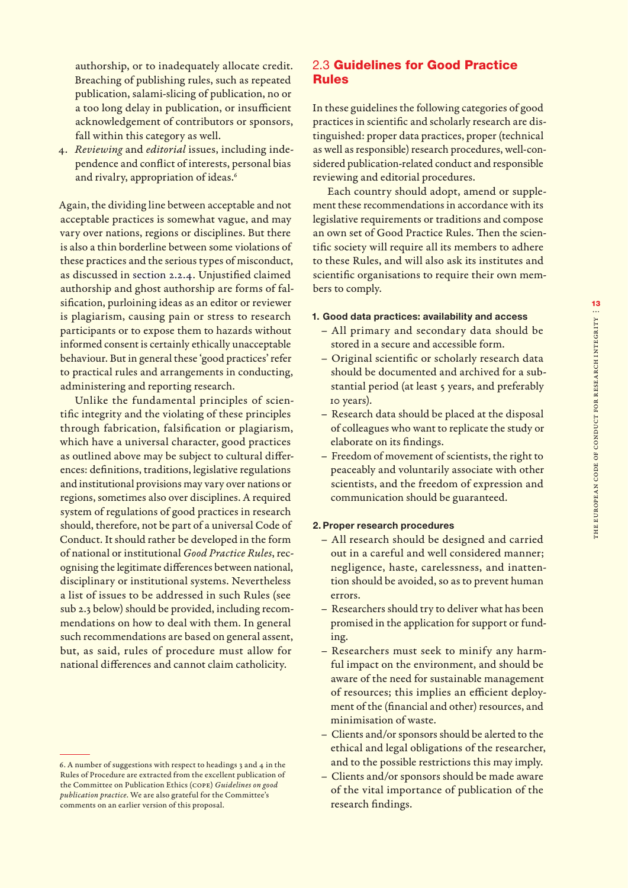authorship, or to inadequately allocate credit. Breaching of publishing rules, such as repeated publication, salami-slicing of publication, no or a too long delay in publication, or insufficient acknowledgement of contributors or sponsors, fall within this category as well.

4. *Reviewing* and *editorial* issues, including independence and conflict of interests, personal bias and rivalry, appropriation of ideas.[6]

Again, the dividing line between acceptable and not acceptable practices is somewhat vague, and may vary over nations, regions or disciplines. But there is also a thin borderline between some violations of these practices and the serious types of misconduct, as discussed in section 2.2.4. Unjustified claimed authorship and ghost authorship are forms of falsification, purloining ideas as an editor or reviewer is plagiarism, causing pain or stress to research participants or to expose them to hazards without informed consent is certainly ethically unacceptable behaviour. But in general these 'good practices' refer to practical rules and arrangements in conducting, administering and reporting research.

Unlike the fundamental principles of scientific integrity and the violating of these principles through fabrication, falsification or plagiarism, which have a universal character, good practices as outlined above may be subject to cultural differences: definitions, traditions, legislative regulations and institutional provisions may vary over nations or regions, sometimes also over disciplines. A required system of regulations of good practices in research should, therefore, not be part of a universal Code of Conduct. It should rather be developed in the form of national or institutional *Good Practice Rules*, recognising the legitimate differences between national, disciplinary or institutional systems. Nevertheless a list of issues to be addressed in such Rules (see sub 2.3 below) should be provided, including recommendations on how to deal with them. In general such recommendations are based on general assent, but, as said, rules of procedure must allow for national differences and cannot claim catholicity.

## 2.3 Guidelines for Good Practice Rules

In these guidelines the following categories of good practices in scientific and scholarly research are distinguished: proper data practices, proper (technical as well as responsible) research procedures, well-considered publication-related conduct and responsible reviewing and editorial procedures.

Each country should adopt, amend or supplement these recommendations in accordance with its legislative requirements or traditions and compose an own set of Good Practice Rules. Then the scientific society will require all its members to adhere to these Rules, and will also ask its institutes and scientific organisations to require their own members to comply.

#### 1. Good data practices: availability and access

- All primary and secondary data should be stored in a secure and accessible form.
- Original scientific or scholarly research data should be documented and archived for a substantial period (at least 5 years, and preferably 10 years).
- Research data should be placed at the disposal of colleagues who want to replicate the study or elaborate on its findings.
- Freedom of movement of scientists, the right to peaceably and voluntarily associate with other scientists, and the freedom of expression and communication should be guaranteed.

#### 2. Proper research procedures

- All research should be designed and carried out in a careful and well considered manner; negligence, haste, carelessness, and inattention should be avoided, so as to prevent human errors.
- Researchers should try to deliver what has been promised in the application for support or funding.
- Researchers must seek to minify any harmful impact on the environment, and should be aware of the need for sustainable management of resources; this implies an efficient deployment of the (financial and other) resources, and minimisation of waste.
- Clients and/or sponsors should be alerted to the ethical and legal obligations of the researcher, and to the possible restrictions this may imply.
- Clients and/or sponsors should be made aware of the vital importance of publication of the research findings.

---

6. A number of suggestions with respect to headings 3 and 4 in the Rules of Procedure are extracted from the excellent publication of the Committee on Publication Ethics (COPE) *Guidelines on good publication practice*. We are also grateful for the Committee's comments on an earlier version of this proposal.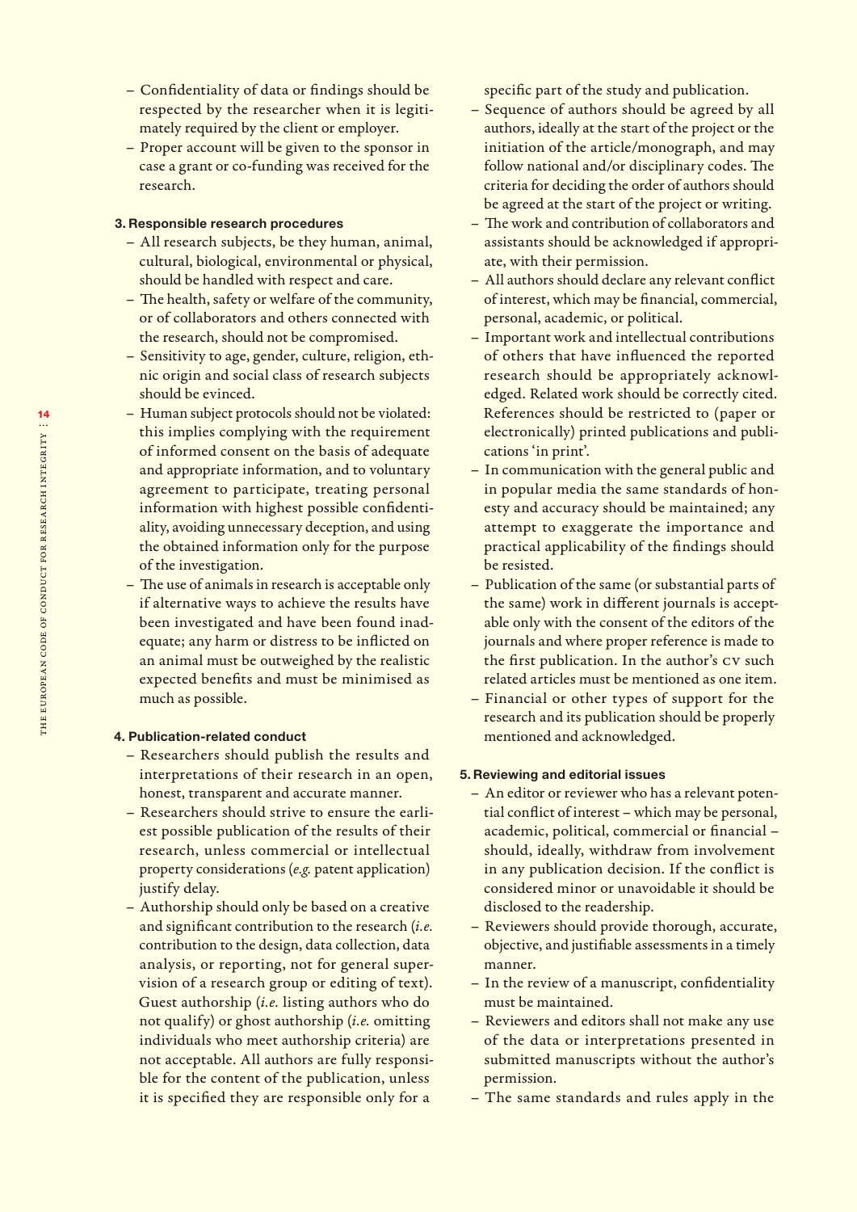– Confidentiality of data or findings should be respected by the researcher when it is legitimately required by the client or employer.
– Proper account will be given to the sponsor in case a grant or co-funding was received for the research.

**3. Responsible research procedures**

– All research subjects, be they human, animal, cultural, biological, environmental or physical, should be handled with respect and care.
– The health, safety or welfare of the community, or of collaborators and others connected with the research, should not be compromised.
– Sensitivity to age, gender, culture, religion, ethnic origin and social class of research subjects should be evinced.
– Human subject protocols should not be violated: this implies complying with the requirement of informed consent on the basis of adequate and appropriate information, and to voluntary agreement to participate, treating personal information with highest possible confidentiality, avoiding unnecessary deception, and using the obtained information only for the purpose of the investigation.
– The use of animals in research is acceptable only if alternative ways to achieve the results have been investigated and have been found inadequate; any harm or distress to be inflicted on an animal must be outweighed by the realistic expected benefits and must be minimised as much as possible.

**4. Publication-related conduct**

– Researchers should publish the results and interpretations of their research in an open, honest, transparent and accurate manner.
– Researchers should strive to ensure the earliest possible publication of the results of their research, unless commercial or intellectual property considerations (*e.g.* patent application) justify delay.
– Authorship should only be based on a creative and significant contribution to the research (*i.e.* contribution to the design, data collection, data analysis, or reporting, not for general supervision of a research group or editing of text). Guest authorship (*i.e.* listing authors who do not qualify) or ghost authorship (*i.e.* omitting individuals who meet authorship criteria) are not acceptable. All authors are fully responsible for the content of the publication, unless it is specified they are responsible only for a specific part of the study and publication.
– Sequence of authors should be agreed by all authors, ideally at the start of the project or the initiation of the article/monograph, and may follow national and/or disciplinary codes. The criteria for deciding the order of authors should be agreed at the start of the project or writing.
– The work and contribution of collaborators and assistants should be acknowledged if appropriate, with their permission.
– All authors should declare any relevant conflict of interest, which may be financial, commercial, personal, academic, or political.
– Important work and intellectual contributions of others that have influenced the reported research should be appropriately acknowledged. Related work should be correctly cited. References should be restricted to (paper or electronically) printed publications and publications 'in print'.
– In communication with the general public and in popular media the same standards of honesty and accuracy should be maintained; any attempt to exaggerate the importance and practical applicability of the findings should be resisted.
– Publication of the same (or substantial parts of the same) work in different journals is acceptable only with the consent of the editors of the journals and where proper reference is made to the first publication. In the author's CV such related articles must be mentioned as one item.
– Financial or other types of support for the research and its publication should be properly mentioned and acknowledged.

**5. Reviewing and editorial issues**

– An editor or reviewer who has a relevant potential conflict of interest – which may be personal, academic, political, commercial or financial – should, ideally, withdraw from involvement in any publication decision. If the conflict is considered minor or unavoidable it should be disclosed to the readership.
– Reviewers should provide thorough, accurate, objective, and justifiable assessments in a timely manner.
– In the review of a manuscript, confidentiality must be maintained.
– Reviewers and editors shall not make any use of the data or interpretations presented in submitted manuscripts without the author's permission.
– The same standards and rules apply in the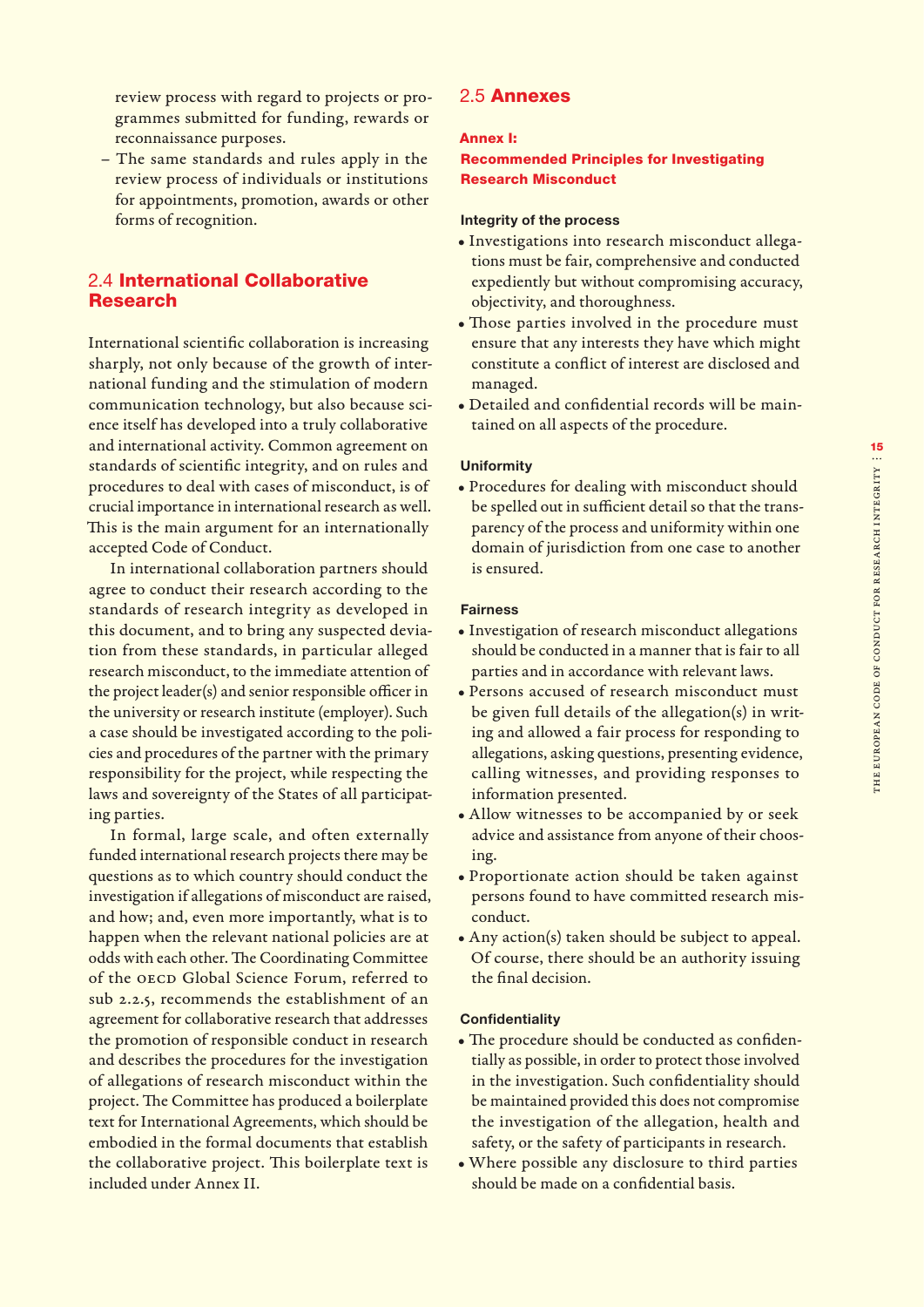review process with regard to projects or programmes submitted for funding, rewards or reconnaissance purposes.

– The same standards and rules apply in the review process of individuals or institutions for appointments, promotion, awards or other forms of recognition.

## 2.4 International Collaborative Research

International scientific collaboration is increasing sharply, not only because of the growth of international funding and the stimulation of modern communication technology, but also because science itself has developed into a truly collaborative and international activity. Common agreement on standards of scientific integrity, and on rules and procedures to deal with cases of misconduct, is of crucial importance in international research as well. This is the main argument for an internationally accepted Code of Conduct.

In international collaboration partners should agree to conduct their research according to the standards of research integrity as developed in this document, and to bring any suspected deviation from these standards, in particular alleged research misconduct, to the immediate attention of the project leader(s) and senior responsible officer in the university or research institute (employer). Such a case should be investigated according to the policies and procedures of the partner with the primary responsibility for the project, while respecting the laws and sovereignty of the States of all participating parties.

In formal, large scale, and often externally funded international research projects there may be questions as to which country should conduct the investigation if allegations of misconduct are raised, and how; and, even more importantly, what is to happen when the relevant national policies are at odds with each other. The Coordinating Committee of the OECD Global Science Forum, referred to sub 2.2.5, recommends the establishment of an agreement for collaborative research that addresses the promotion of responsible conduct in research and describes the procedures for the investigation of allegations of research misconduct within the project. The Committee has produced a boilerplate text for International Agreements, which should be embodied in the formal documents that establish the collaborative project. This boilerplate text is included under Annex II.

## 2.5 Annexes

### Annex I: Recommended Principles for Investigating Research Misconduct

#### Integrity of the process

- Investigations into research misconduct allegations must be fair, comprehensive and conducted expediently but without compromising accuracy, objectivity, and thoroughness.
- Those parties involved in the procedure must ensure that any interests they have which might constitute a conflict of interest are disclosed and managed.
- Detailed and confidential records will be maintained on all aspects of the procedure.

#### Uniformity

- Procedures for dealing with misconduct should be spelled out in sufficient detail so that the transparency of the process and uniformity within one domain of jurisdiction from one case to another is ensured.

#### Fairness

- Investigation of research misconduct allegations should be conducted in a manner that is fair to all parties and in accordance with relevant laws.
- Persons accused of research misconduct must be given full details of the allegation(s) in writing and allowed a fair process for responding to allegations, asking questions, presenting evidence, calling witnesses, and providing responses to information presented.
- Allow witnesses to be accompanied by or seek advice and assistance from anyone of their choosing.
- Proportionate action should be taken against persons found to have committed research misconduct.
- Any action(s) taken should be subject to appeal. Of course, there should be an authority issuing the final decision.

#### Confidentiality

- The procedure should be conducted as confidentially as possible, in order to protect those involved in the investigation. Such confidentiality should be maintained provided this does not compromise the investigation of the allegation, health and safety, or the safety of participants in research.
- Where possible any disclosure to third parties should be made on a confidential basis.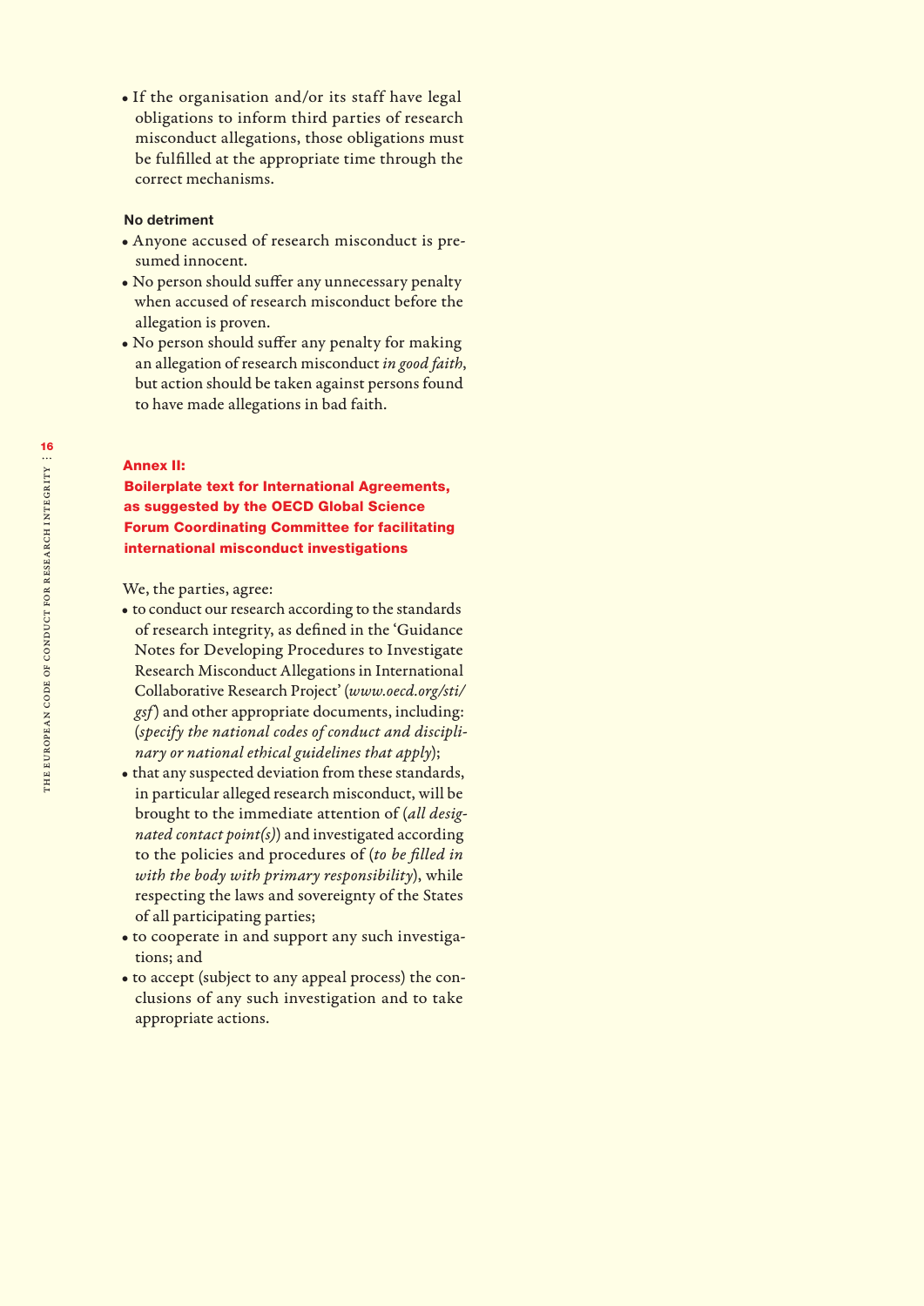- If the organisation and/or its staff have legal obligations to inform third parties of research misconduct allegations, those obligations must be fulfilled at the appropriate time through the correct mechanisms.

**No detriment**

- Anyone accused of research misconduct is presumed innocent.
- No person should suffer any unnecessary penalty when accused of research misconduct before the allegation is proven.
- No person should suffer any penalty for making an allegation of research misconduct *in good faith*, but action should be taken against persons found to have made allegations in bad faith.

## Annex II: Boilerplate text for International Agreements, as suggested by the OECD Global Science Forum Coordinating Committee for facilitating international misconduct investigations

We, the parties, agree:

- to conduct our research according to the standards of research integrity, as defined in the 'Guidance Notes for Developing Procedures to Investigate Research Misconduct Allegations in International Collaborative Research Project' (*www.oecd.org/sti/gsf*) and other appropriate documents, including: (*specify the national codes of conduct and disciplinary or national ethical guidelines that apply*);
- that any suspected deviation from these standards, in particular alleged research misconduct, will be brought to the immediate attention of (*all designated contact point(s)*) and investigated according to the policies and procedures of (*to be filled in with the body with primary responsibility*), while respecting the laws and sovereignty of the States of all participating parties;
- to cooperate in and support any such investigations; and
- to accept (subject to any appeal process) the conclusions of any such investigation and to take appropriate actions.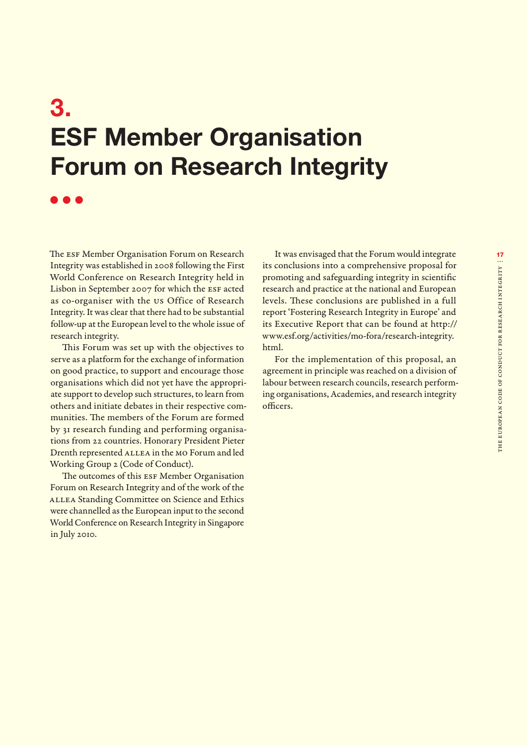# 3. ESF Member Organisation Forum on Research Integrity

The ESF Member Organisation Forum on Research Integrity was established in 2008 following the First World Conference on Research Integrity held in Lisbon in September 2007 for which the ESF acted as co-organiser with the US Office of Research Integrity. It was clear that there had to be substantial follow-up at the European level to the whole issue of research integrity.

This Forum was set up with the objectives to serve as a platform for the exchange of information on good practice, to support and encourage those organisations which did not yet have the appropriate support to develop such structures, to learn from others and initiate debates in their respective communities. The members of the Forum are formed by 31 research funding and performing organisations from 22 countries. Honorary President Pieter Drenth represented ALLEA in the MO Forum and led Working Group 2 (Code of Conduct).

The outcomes of this ESF Member Organisation Forum on Research Integrity and of the work of the ALLEA Standing Committee on Science and Ethics were channelled as the European input to the second World Conference on Research Integrity in Singapore in July 2010.

It was envisaged that the Forum would integrate its conclusions into a comprehensive proposal for promoting and safeguarding integrity in scientific research and practice at the national and European levels. These conclusions are published in a full report 'Fostering Research Integrity in Europe' and its Executive Report that can be found at http://www.esf.org/activities/mo-fora/research-integrity.html.

For the implementation of this proposal, an agreement in principle was reached on a division of labour between research councils, research performing organisations, Academies, and research integrity officers.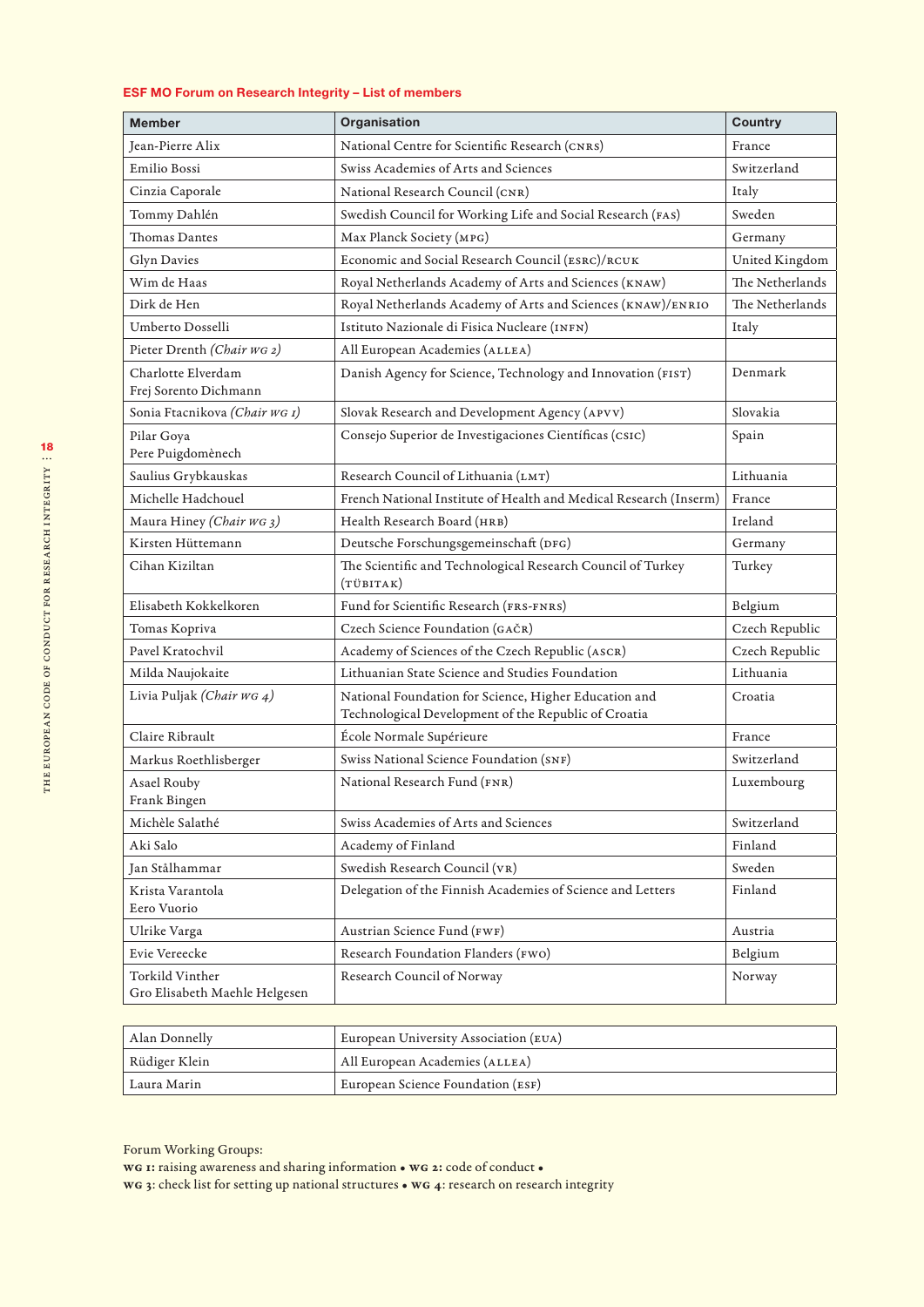## ESF MO Forum on Research Integrity – List of members

| Member | Organisation | Country |
|---|---|---|
| Jean-Pierre Alix | National Centre for Scientific Research (CNRS) | France |
| Emilio Bossi | Swiss Academies of Arts and Sciences | Switzerland |
| Cinzia Caporale | National Research Council (CNR) | Italy |
| Tommy Dahlén | Swedish Council for Working Life and Social Research (FAS) | Sweden |
| Thomas Dantes | Max Planck Society (MPG) | Germany |
| Glyn Davies | Economic and Social Research Council (ESRC)/RCUK | United Kingdom |
| Wim de Haas | Royal Netherlands Academy of Arts and Sciences (KNAW) | The Netherlands |
| Dirk de Hen | Royal Netherlands Academy of Arts and Sciences (KNAW)/ENRIO | The Netherlands |
| Umberto Dosselli | Istituto Nazionale di Fisica Nucleare (INFN) | Italy |
| Pieter Drenth *(Chair WG 2)* | All European Academies (ALLEA) | |
| Charlotte Elverdam<br>Frej Sorento Dichmann | Danish Agency for Science, Technology and Innovation (FIST) | Denmark |
| Sonia Ftacnikova *(Chair WG 1)* | Slovak Research and Development Agency (APVV) | Slovakia |
| Pilar Goya<br>Pere Puigdomènech | Consejo Superior de Investigaciones Científicas (CSIC) | Spain |
| Saulius Grybkauskas | Research Council of Lithuania (LMT) | Lithuania |
| Michelle Hadchouel | French National Institute of Health and Medical Research (Inserm) | France |
| Maura Hiney *(Chair WG 3)* | Health Research Board (HRB) | Ireland |
| Kirsten Hüttemann | Deutsche Forschungsgemeinschaft (DFG) | Germany |
| Cihan Kiziltan | The Scientific and Technological Research Council of Turkey (TÜBITAK) | Turkey |
| Elisabeth Kokkelkoren | Fund for Scientific Research (FRS-FNRS) | Belgium |
| Tomas Kopriva | Czech Science Foundation (GAČR) | Czech Republic |
| Pavel Kratochvil | Academy of Sciences of the Czech Republic (ASCR) | Czech Republic |
| Milda Naujokaite | Lithuanian State Science and Studies Foundation | Lithuania |
| Livia Puljak *(Chair WG 4)* | National Foundation for Science, Higher Education and Technological Development of the Republic of Croatia | Croatia |
| Claire Ribrault | École Normale Supérieure | France |
| Markus Roethlisberger | Swiss National Science Foundation (SNF) | Switzerland |
| Asael Rouby<br>Frank Bingen | National Research Fund (FNR) | Luxembourg |
| Michèle Salathé | Swiss Academies of Arts and Sciences | Switzerland |
| Aki Salo | Academy of Finland | Finland |
| Jan Stålhammar | Swedish Research Council (VR) | Sweden |
| Krista Varantola<br>Eero Vuorio | Delegation of the Finnish Academies of Science and Letters | Finland |
| Ulrike Varga | Austrian Science Fund (FWF) | Austria |
| Evie Vereecke | Research Foundation Flanders (FWO) | Belgium |
| Torkild Vinther<br>Gro Elisabeth Maehle Helgesen | Research Council of Norway | Norway |

| | |
|---|---|
| Alan Donnelly | European University Association (EUA) |
| Rüdiger Klein | All European Academies (ALLEA) |
| Laura Marin | European Science Foundation (ESF) |

Forum Working Groups:
**WG 1:** raising awareness and sharing information • **WG 2:** code of conduct •
**WG 3**: check list for setting up national structures • **WG 4**: research on research integrity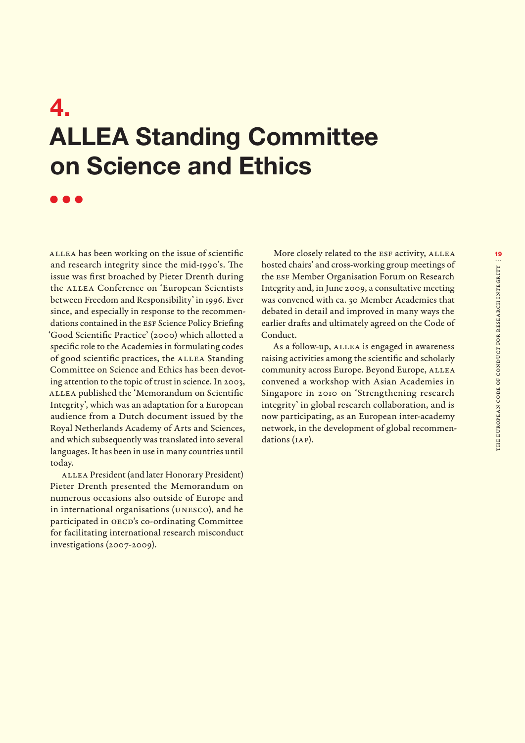# 4. ALLEA Standing Committee on Science and Ethics

ALLEA has been working on the issue of scientific and research integrity since the mid-1990's. The issue was first broached by Pieter Drenth during the ALLEA Conference on 'European Scientists between Freedom and Responsibility' in 1996. Ever since, and especially in response to the recommendations contained in the ESF Science Policy Briefing 'Good Scientific Practice' (2000) which allotted a specific role to the Academies in formulating codes of good scientific practices, the ALLEA Standing Committee on Science and Ethics has been devoting attention to the topic of trust in science. In 2003, ALLEA published the 'Memorandum on Scientific Integrity', which was an adaptation for a European audience from a Dutch document issued by the Royal Netherlands Academy of Arts and Sciences, and which subsequently was translated into several languages. It has been in use in many countries until today.

ALLEA President (and later Honorary President) Pieter Drenth presented the Memorandum on numerous occasions also outside of Europe and in international organisations (UNESCO), and he participated in OECD's co-ordinating Committee for facilitating international research misconduct investigations (2007-2009).

More closely related to the ESF activity, ALLEA hosted chairs' and cross-working group meetings of the ESF Member Organisation Forum on Research Integrity and, in June 2009, a consultative meeting was convened with ca. 30 Member Academies that debated in detail and improved in many ways the earlier drafts and ultimately agreed on the Code of Conduct.

As a follow-up, ALLEA is engaged in awareness raising activities among the scientific and scholarly community across Europe. Beyond Europe, ALLEA convened a workshop with Asian Academies in Singapore in 2010 on 'Strengthening research integrity' in global research collaboration, and is now participating, as an European inter-academy network, in the development of global recommendations (IAP).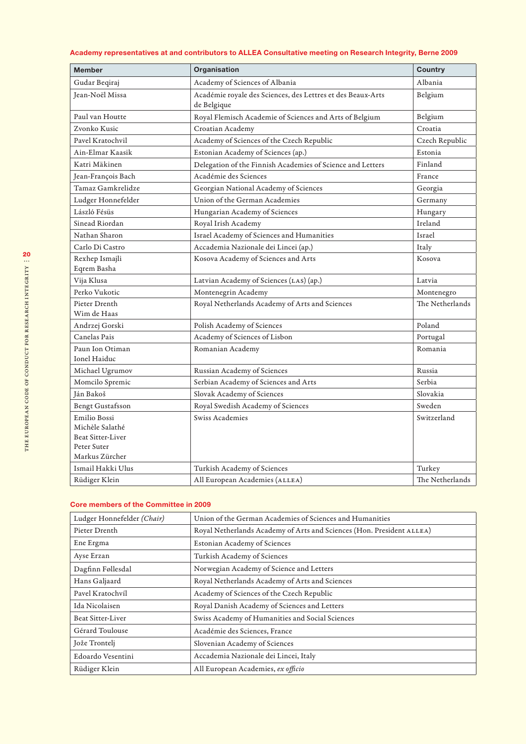### Academy representatives at and contributors to ALLEA Consultative meeting on Research Integrity, Berne 2009

| Member | Organisation | Country |
| --- | --- | --- |
| Gudar Beqiraj | Academy of Sciences of Albania | Albania |
| Jean-Noël Missa | Académie royale des Sciences, des Lettres et des Beaux-Arts de Belgique | Belgium |
| Paul van Houtte | Royal Flemisch Academie of Sciences and Arts of Belgium | Belgium |
| Zvonko Kusic | Croatian Academy | Croatia |
| Pavel Kratochvil | Academy of Sciences of the Czech Republic | Czech Republic |
| Ain-Elmar Kaasik | Estonian Academy of Sciences (ap.) | Estonia |
| Katri Mäkinen | Delegation of the Finnish Academies of Science and Letters | Finland |
| Jean-François Bach | Académie des Sciences | France |
| Tamaz Gamkrelidze | Georgian National Academy of Sciences | Georgia |
| Ludger Honnefelder | Union of the German Academies | Germany |
| László Fésüs | Hungarian Academy of Sciences | Hungary |
| Sinead Riordan | Royal Irish Academy | Ireland |
| Nathan Sharon | Israel Academy of Sciences and Humanities | Israel |
| Carlo Di Castro | Accademia Nazionale dei Lincei (ap.) | Italy |
| Rexhep Ismajli<br>Eqrem Basha | Kosova Academy of Sciences and Arts | Kosova |
| Vija Klusa | Latvian Academy of Sciences (LAS) (ap.) | Latvia |
| Perko Vukotic | Montenegrin Academy | Montenegro |
| Pieter Drenth<br>Wim de Haas | Royal Netherlands Academy of Arts and Sciences | The Netherlands |
| Andrzej Gorski | Polish Academy of Sciences | Poland |
| Canelas Pais | Academy of Sciences of Lisbon | Portugal |
| Paun Ion Otiman<br>Ionel Haiduc | Romanian Academy | Romania |
| Michael Ugrumov | Russian Academy of Sciences | Russia |
| Momcilo Spremic | Serbian Academy of Sciences and Arts | Serbia |
| Ján Bakoš | Slovak Academy of Sciences | Slovakia |
| Bengt Gustafsson | Royal Swedish Academy of Sciences | Sweden |
| Emilio Bossi<br>Michèle Salathé<br>Beat Sitter-Liver<br>Peter Suter<br>Markus Zürcher | Swiss Academies | Switzerland |
| Ismail Hakki Ulus | Turkish Academy of Sciences | Turkey |
| Rüdiger Klein | All European Academies (ALLEA) | The Netherlands |

### Core members of the Committee in 2009

| | |
| --- | --- |
| Ludger Honnefelder *(Chair)* | Union of the German Academies of Sciences and Humanities |
| Pieter Drenth | Royal Netherlands Academy of Arts and Sciences (Hon. President ALLEA) |
| Ene Ergma | Estonian Academy of Sciences |
| Ayse Erzan | Turkish Academy of Sciences |
| Dagfinn Føllesdal | Norwegian Academy of Science and Letters |
| Hans Galjaard | Royal Netherlands Academy of Arts and Sciences |
| Pavel Kratochvíl | Academy of Sciences of the Czech Republic |
| Ida Nicolaisen | Royal Danish Academy of Sciences and Letters |
| Beat Sitter-Liver | Swiss Academy of Humanities and Social Sciences |
| Gérard Toulouse | Académie des Sciences, France |
| Jože Trontelj | Slovenian Academy of Sciences |
| Edoardo Vesentini | Accademia Nazionale dei Lincei, Italy |
| Rüdiger Klein | All European Academies, *ex officio* |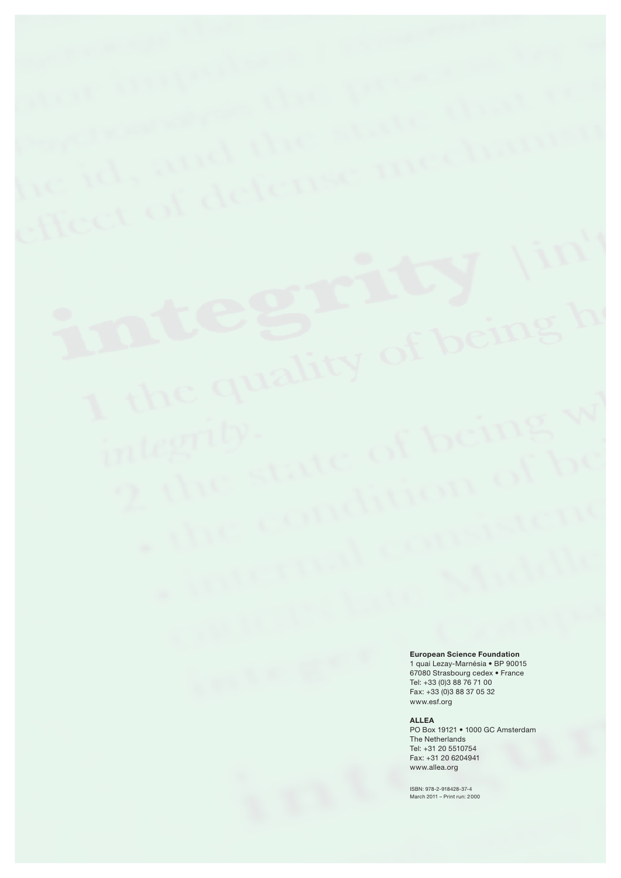**European Science Foundation**
1 quai Lezay-Marnésia • BP 90015
67080 Strasbourg cedex • France
Tel: +33 (0)3 88 76 71 00
Fax: +33 (0)3 88 37 05 32
www.esf.org

**ALLEA**
PO Box 19121 • 1000 GC Amsterdam
The Netherlands
Tel: +31 20 5510754
Fax: +31 20 6204941
www.allea.org

ISBN: 978-2-918428-37-4
March 2011 – Print run: 2000